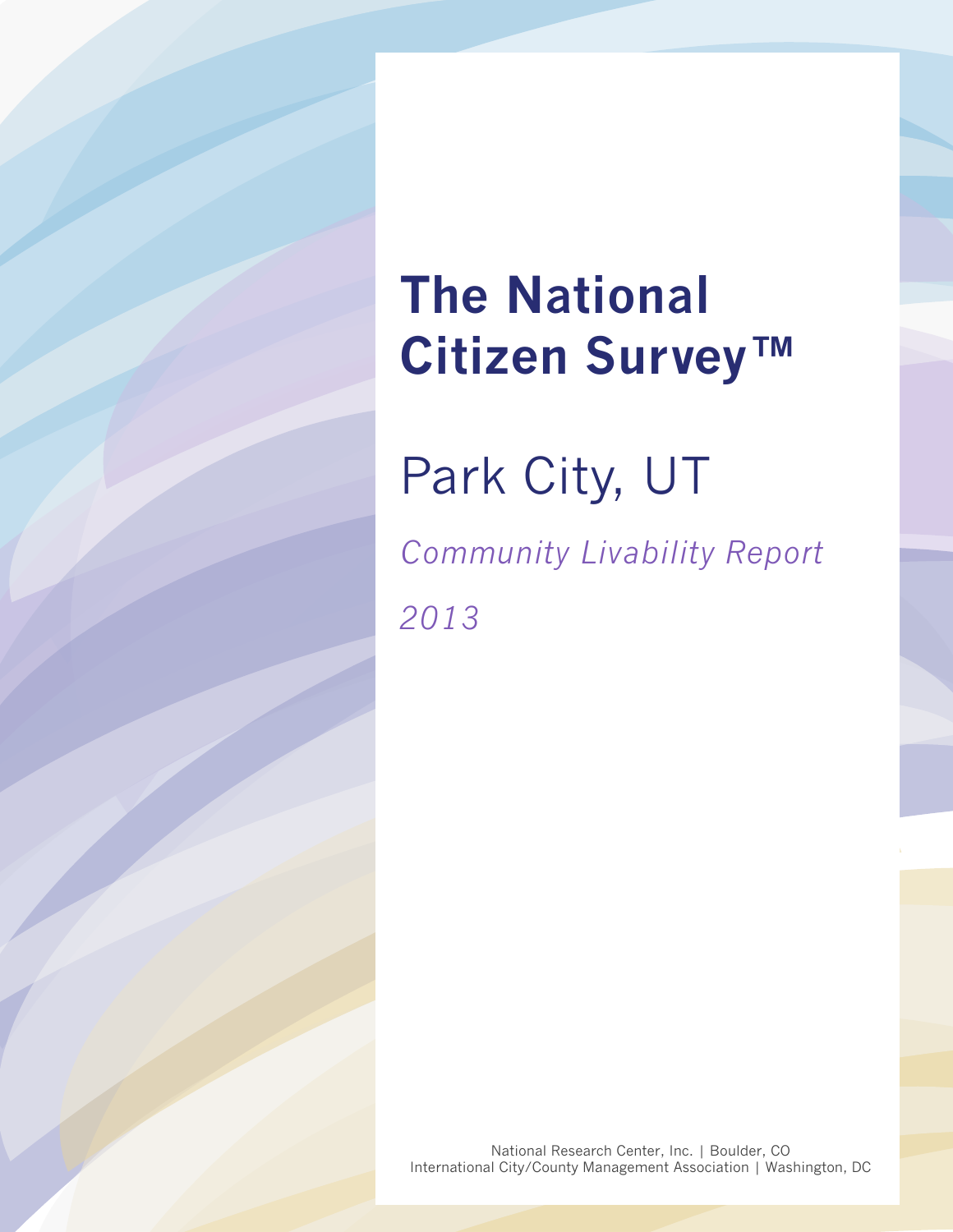# The National Citizen Survey™

## Park City, UT

*Community Livability Report*

*2013*

National Research Center, Inc. | Boulder, CO
International City/County Management Association | Washington, DC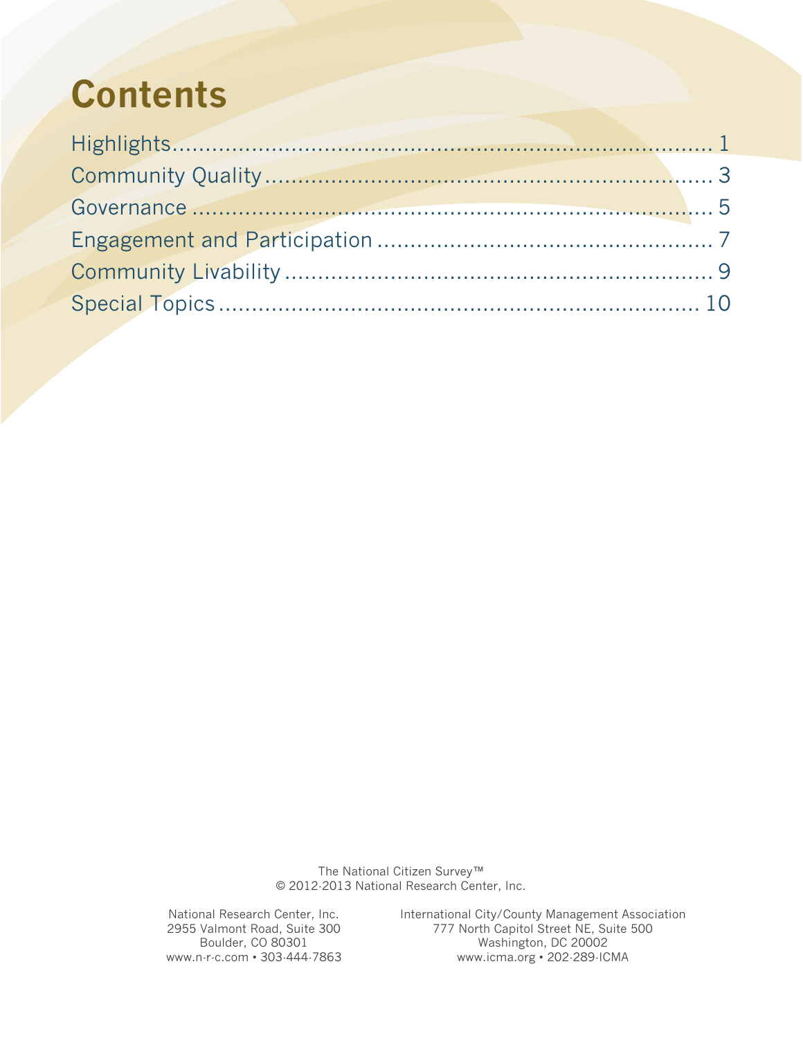# Contents

Highlights ........................................................................ 1
Community Quality ............................................................ 3
Governance ....................................................................... 5
Engagement and Participation ............................................... 7
Community Livability .......................................................... 9
Special Topics .................................................................. 10

The National Citizen Survey™
© 2012-2013 National Research Center, Inc.

National Research Center, Inc.
2955 Valmont Road, Suite 300
Boulder, CO 80301
www.n-r-c.com • 303-444-7863

International City/County Management Association
777 North Capitol Street NE, Suite 500
Washington, DC 20002
www.icma.org • 202-289-ICMA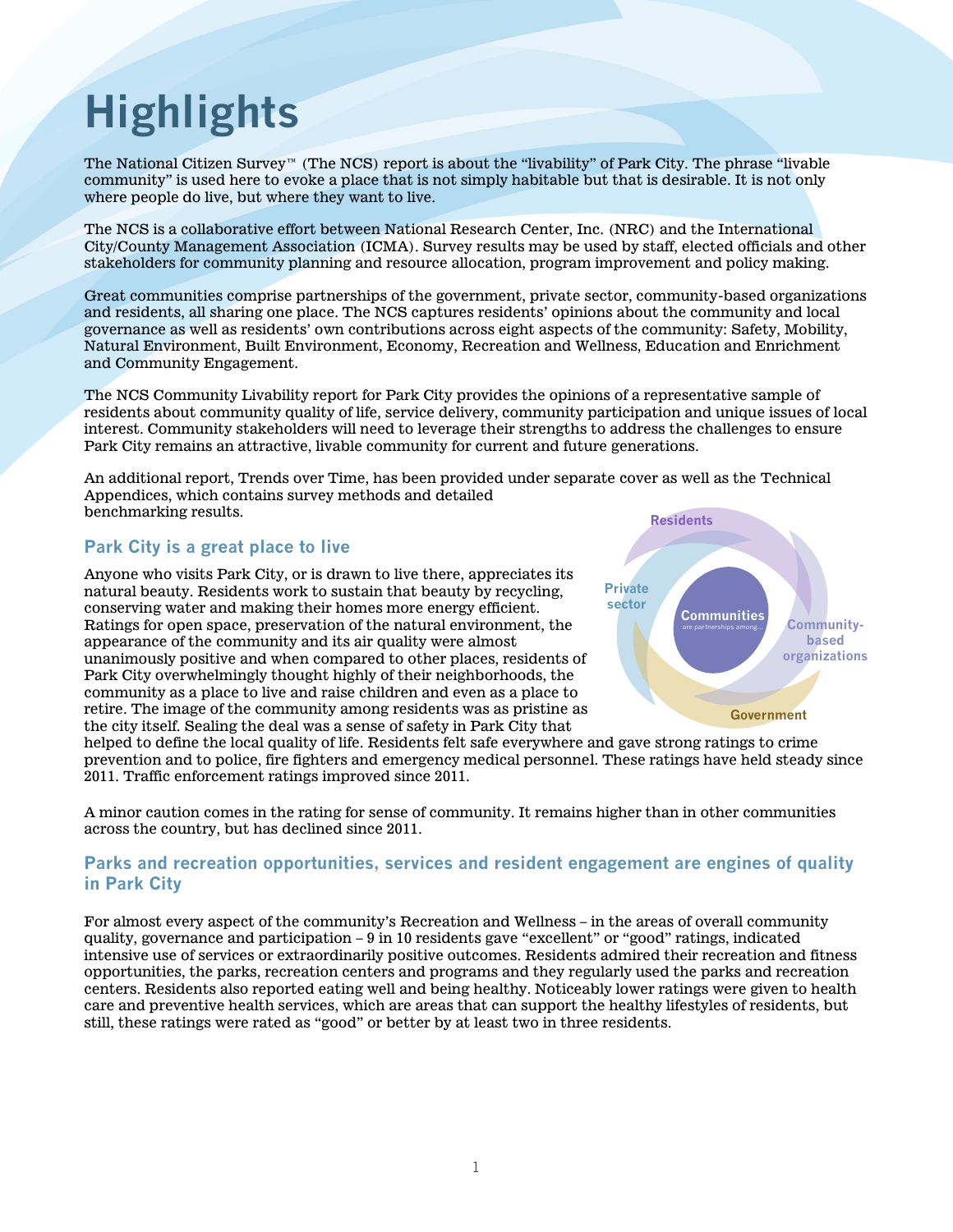# Highlights

The National Citizen Survey™ (The NCS) report is about the "livability" of Park City. The phrase "livable community" is used here to evoke a place that is not simply habitable but that is desirable. It is not only where people do live, but where they want to live.

The NCS is a collaborative effort between National Research Center, Inc. (NRC) and the International City/County Management Association (ICMA). Survey results may be used by staff, elected officials and other stakeholders for community planning and resource allocation, program improvement and policy making.

Great communities comprise partnerships of the government, private sector, community-based organizations and residents, all sharing one place. The NCS captures residents' opinions about the community and local governance as well as residents' own contributions across eight aspects of the community: Safety, Mobility, Natural Environment, Built Environment, Economy, Recreation and Wellness, Education and Enrichment and Community Engagement.

The NCS Community Livability report for Park City provides the opinions of a representative sample of residents about community quality of life, service delivery, community participation and unique issues of local interest. Community stakeholders will need to leverage their strengths to address the challenges to ensure Park City remains an attractive, livable community for current and future generations.

An additional report, Trends over Time, has been provided under separate cover as well as the Technical Appendices, which contains survey methods and detailed benchmarking results.

Residents

Private sector

Communities are partnerships among...

Community-based organizations

Government

## Park City is a great place to live

Anyone who visits Park City, or is drawn to live there, appreciates its natural beauty. Residents work to sustain that beauty by recycling, conserving water and making their homes more energy efficient. Ratings for open space, preservation of the natural environment, the appearance of the community and its air quality were almost unanimously positive and when compared to other places, residents of Park City overwhelmingly thought highly of their neighborhoods, the community as a place to live and raise children and even as a place to retire. The image of the community among residents was as pristine as the city itself. Sealing the deal was a sense of safety in Park City that helped to define the local quality of life. Residents felt safe everywhere and gave strong ratings to crime prevention and to police, fire fighters and emergency medical personnel. These ratings have held steady since 2011. Traffic enforcement ratings improved since 2011.

A minor caution comes in the rating for sense of community. It remains higher than in other communities across the country, but has declined since 2011.

## Parks and recreation opportunities, services and resident engagement are engines of quality in Park City

For almost every aspect of the community's Recreation and Wellness – in the areas of overall community quality, governance and participation – 9 in 10 residents gave "excellent" or "good" ratings, indicated intensive use of services or extraordinarily positive outcomes. Residents admired their recreation and fitness opportunities, the parks, recreation centers and programs and they regularly used the parks and recreation centers. Residents also reported eating well and being healthy. Noticeably lower ratings were given to health care and preventive health services, which are areas that can support the healthy lifestyles of residents, but still, these ratings were rated as "good" or better by at least two in three residents.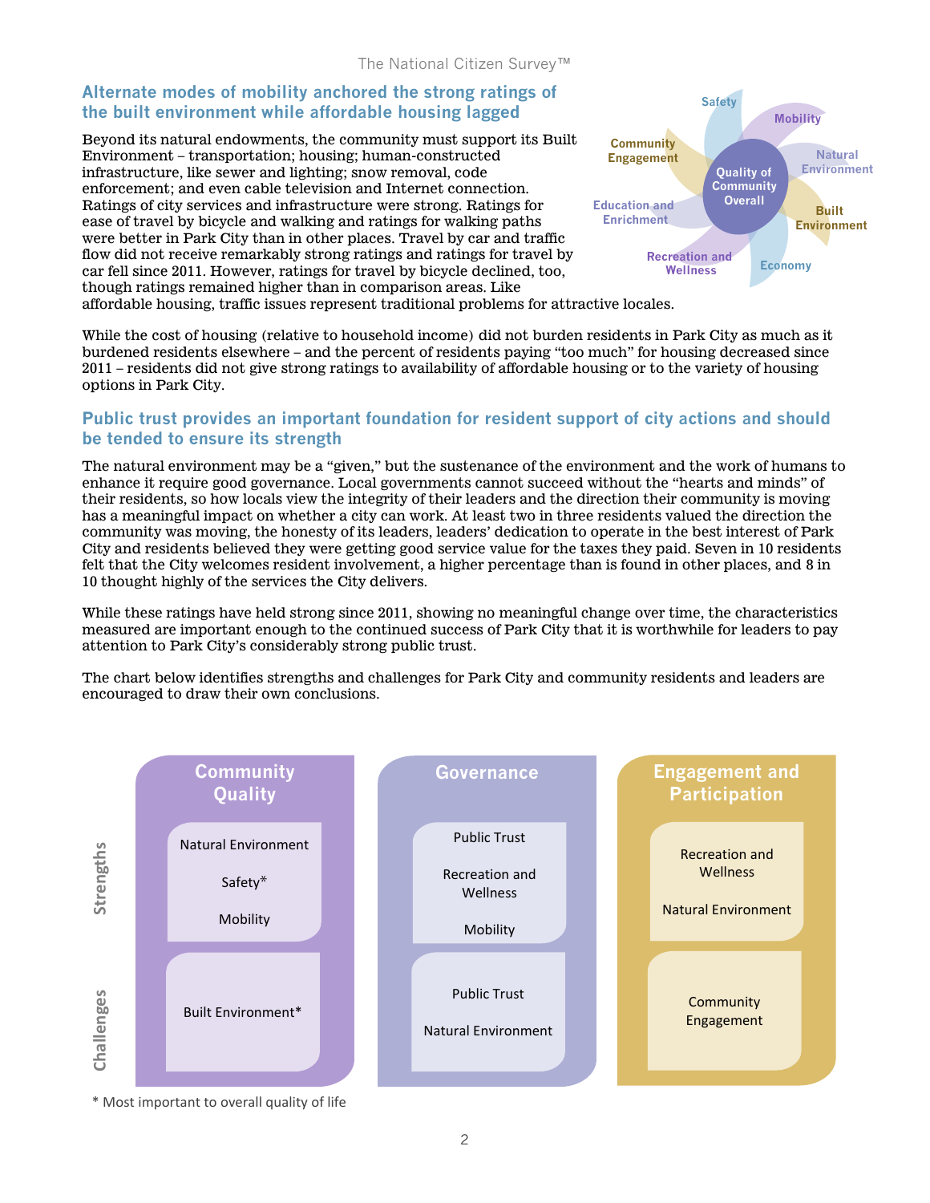## Alternate modes of mobility anchored the strong ratings of the built environment while affordable housing lagged

Beyond its natural endowments, the community must support its Built Environment – transportation; housing; human-constructed infrastructure, like sewer and lighting; snow removal, code enforcement; and even cable television and Internet connection. Ratings of city services and infrastructure were strong. Ratings for ease of travel by bicycle and walking and ratings for walking paths were better in Park City than in other places. Travel by car and traffic flow did not receive remarkably strong ratings and ratings for travel by car fell since 2011. However, ratings for travel by bicycle declined, too, though ratings remained higher than in comparison areas. Like affordable housing, traffic issues represent traditional problems for attractive locales.

Safety | Mobility | Natural Environment | Built Environment | Economy | Recreation and Wellness | Education and Enrichment | Community Engagement | Quality of Community Overall

While the cost of housing (relative to household income) did not burden residents in Park City as much as it burdened residents elsewhere – and the percent of residents paying "too much" for housing decreased since 2011 – residents did not give strong ratings to availability of affordable housing or to the variety of housing options in Park City.

## Public trust provides an important foundation for resident support of city actions and should be tended to ensure its strength

The natural environment may be a "given," but the sustenance of the environment and the work of humans to enhance it require good governance. Local governments cannot succeed without the "hearts and minds" of their residents, so how locals view the integrity of their leaders and the direction their community is moving has a meaningful impact on whether a city can work. At least two in three residents valued the direction the community was moving, the honesty of its leaders, leaders' dedication to operate in the best interest of Park City and residents believed they were getting good service value for the taxes they paid. Seven in 10 residents felt that the City welcomes resident involvement, a higher percentage than is found in other places, and 8 in 10 thought highly of the services the City delivers.

While these ratings have held strong since 2011, showing no meaningful change over time, the characteristics measured are important enough to the continued success of Park City that it is worthwhile for leaders to pay attention to Park City's considerably strong public trust.

The chart below identifies strengths and challenges for Park City and community residents and leaders are encouraged to draw their own conclusions.

| | Community Quality | Governance | Engagement and Participation |
|---|---|---|---|
| Strengths | Natural Environment<br>Safety*<br>Mobility | Public Trust<br>Recreation and Wellness<br>Mobility | Recreation and Wellness<br>Natural Environment |
| Challenges | Built Environment* | Public Trust<br>Natural Environment | Community Engagement |

\* Most important to overall quality of life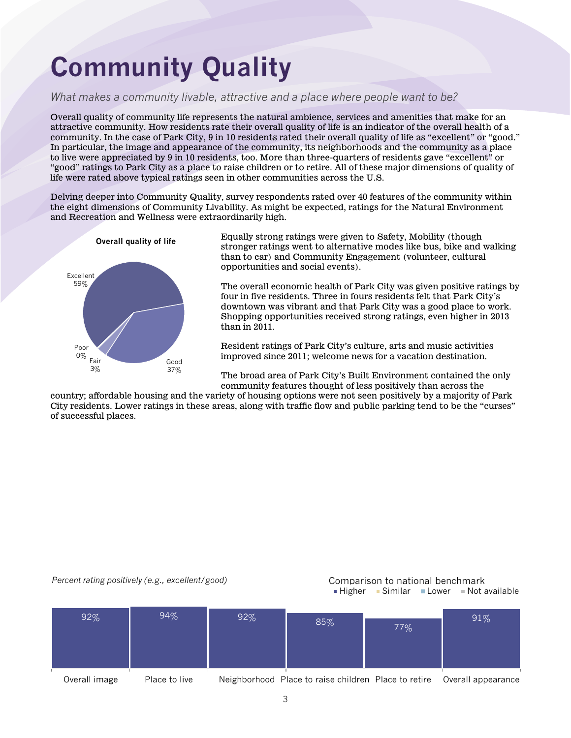# Community Quality

*What makes a community livable, attractive and a place where people want to be?*

Overall quality of community life represents the natural ambience, services and amenities that make for an attractive community. How residents rate their overall quality of life is an indicator of the overall health of a community. In the case of Park City, 9 in 10 residents rated their overall quality of life as "excellent" or "good." In particular, the image and appearance of the community, its neighborhoods and the community as a place to live were appreciated by 9 in 10 residents, too. More than three-quarters of residents gave "excellent" or "good" ratings to Park City as a place to raise children or to retire. All of these major dimensions of quality of life were rated above typical ratings seen in other communities across the U.S.

Delving deeper into Community Quality, survey respondents rated over 40 features of the community within the eight dimensions of Community Livability. As might be expected, ratings for the Natural Environment and Recreation and Wellness were extraordinarily high.

**Overall quality of life**

| Rating | Percent |
|---|---|
| Excellent | 59% |
| Good | 37% |
| Fair | 3% |
| Poor | 0% |

Equally strong ratings were given to Safety, Mobility (though stronger ratings went to alternative modes like bus, bike and walking than to car) and Community Engagement (volunteer, cultural opportunities and social events).

The overall economic health of Park City was given positive ratings by four in five residents. Three in fours residents felt that Park City's downtown was vibrant and that Park City was a good place to work. Shopping opportunities received strong ratings, even higher in 2013 than in 2011.

Resident ratings of Park City's culture, arts and music activities improved since 2011; welcome news for a vacation destination.

The broad area of Park City's Built Environment contained the only community features thought of less positively than across the country; affordable housing and the variety of housing options were not seen positively by a majority of Park City residents. Lower ratings in these areas, along with traffic flow and public parking tend to be the "curses" of successful places.

*Percent rating positively (e.g., excellent/good)*

Comparison to national benchmark: Higher, Similar, Lower, Not available

| Overall image | Place to live | Neighborhood | Place to raise children | Place to retire | Overall appearance |
|---|---|---|---|---|---|
| 92% | 94% | 92% | 85% | 77% | 91% |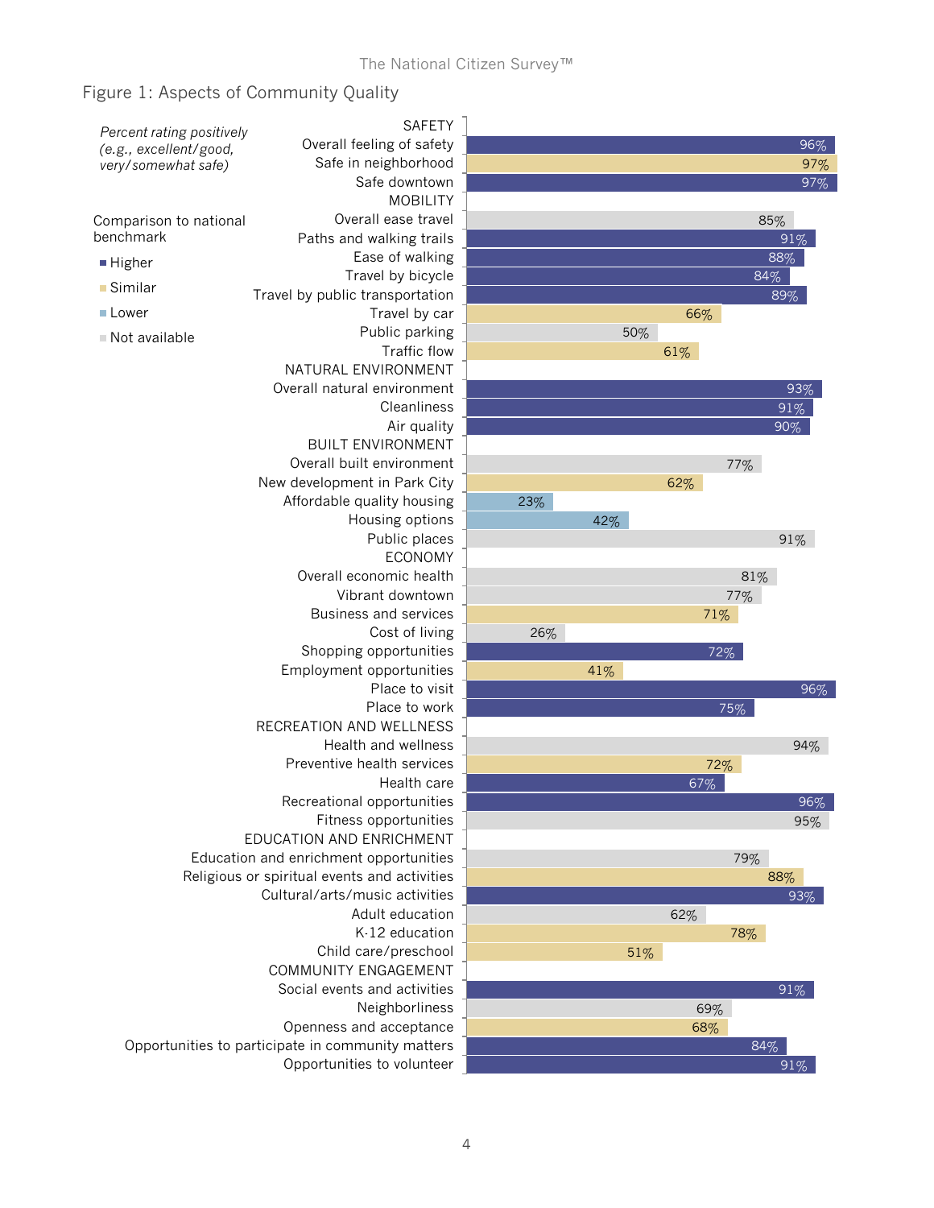## Figure 1: Aspects of Community Quality

*Percent rating positively (e.g., excellent/good, very/somewhat safe)*

Comparison to national benchmark: Higher / Similar / Lower / Not available

| Aspect | Percent rating positively | Comparison to national benchmark |
|---|---|---|
| **SAFETY** | | |
| Overall feeling of safety | 96% | Higher |
| Safe in neighborhood | 97% | Similar |
| Safe downtown | 97% | Higher |
| **MOBILITY** | | |
| Overall ease travel | 85% | Not available |
| Paths and walking trails | 91% | Higher |
| Ease of walking | 88% | Higher |
| Travel by bicycle | 84% | Higher |
| Travel by public transportation | 89% | Higher |
| Travel by car | 66% | Similar |
| Public parking | 50% | Not available |
| Traffic flow | 61% | Similar |
| **NATURAL ENVIRONMENT** | | |
| Overall natural environment | 93% | Higher |
| Cleanliness | 91% | Higher |
| Air quality | 90% | Higher |
| **BUILT ENVIRONMENT** | | |
| Overall built environment | 77% | Not available |
| New development in Park City | 62% | Similar |
| Affordable quality housing | 23% | Lower |
| Housing options | 42% | Lower |
| Public places | 91% | Not available |
| **ECONOMY** | | |
| Overall economic health | 81% | Not available |
| Vibrant downtown | 77% | Not available |
| Business and services | 71% | Similar |
| Cost of living | 26% | Not available |
| Shopping opportunities | 72% | Higher |
| Employment opportunities | 41% | Similar |
| Place to visit | 96% | Higher |
| Place to work | 75% | Higher |
| **RECREATION AND WELLNESS** | | |
| Health and wellness | 94% | Not available |
| Preventive health services | 72% | Similar |
| Health care | 67% | Higher |
| Recreational opportunities | 96% | Higher |
| Fitness opportunities | 95% | Not available |
| **EDUCATION AND ENRICHMENT** | | |
| Education and enrichment opportunities | 79% | Not available |
| Religious or spiritual events and activities | 88% | Similar |
| Cultural/arts/music activities | 93% | Higher |
| Adult education | 62% | Not available |
| K-12 education | 78% | Similar |
| Child care/preschool | 51% | Similar |
| **COMMUNITY ENGAGEMENT** | | |
| Social events and activities | 91% | Higher |
| Neighborliness | 69% | Not available |
| Openness and acceptance | 68% | Similar |
| Opportunities to participate in community matters | 84% | Higher |
| Opportunities to volunteer | 91% | Higher |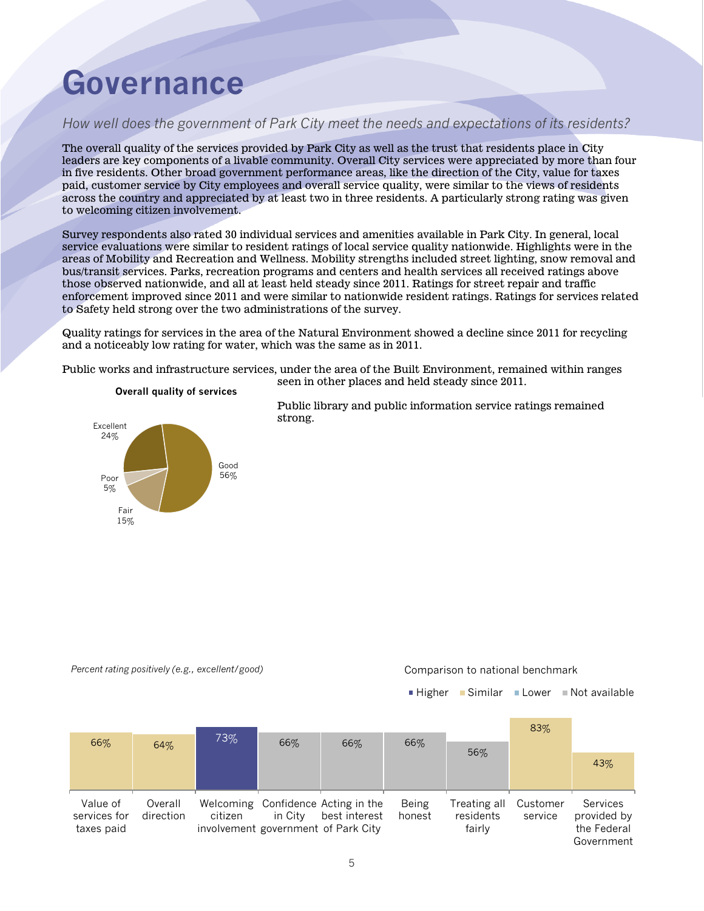# Governance

*How well does the government of Park City meet the needs and expectations of its residents?*

The overall quality of the services provided by Park City as well as the trust that residents place in City leaders are key components of a livable community. Overall City services were appreciated by more than four in five residents. Other broad government performance areas, like the direction of the City, value for taxes paid, customer service by City employees and overall service quality, were similar to the views of residents across the country and appreciated by at least two in three residents. A particularly strong rating was given to welcoming citizen involvement.

Survey respondents also rated 30 individual services and amenities available in Park City. In general, local service evaluations were similar to resident ratings of local service quality nationwide. Highlights were in the areas of Mobility and Recreation and Wellness. Mobility strengths included street lighting, snow removal and bus/transit services. Parks, recreation programs and centers and health services all received ratings above those observed nationwide, and all at least held steady since 2011. Ratings for street repair and traffic enforcement improved since 2011 and were similar to nationwide resident ratings. Ratings for services related to Safety held strong over the two administrations of the survey.

Quality ratings for services in the area of the Natural Environment showed a decline since 2011 for recycling and a noticeably low rating for water, which was the same as in 2011.

Public works and infrastructure services, under the area of the Built Environment, remained within ranges seen in other places and held steady since 2011.

Public library and public information service ratings remained strong.

**Overall quality of services**

| Rating | Percent |
|---|---|
| Excellent | 24% |
| Good | 56% |
| Fair | 15% |
| Poor | 5% |

*Percent rating positively (e.g., excellent/good)*

Comparison to national benchmark: Higher, Similar, Lower, Not available

| Item | Percent | Comparison to national benchmark |
|---|---|---|
| Value of services for taxes paid | 66% | Similar |
| Overall direction | 64% | Similar |
| Welcoming citizen involvement | 73% | Higher |
| Confidence in City government | 66% | Not available |
| Acting in the best interest of Park City | 66% | Not available |
| Being honest | 66% | Not available |
| Treating all residents fairly | 56% | Not available |
| Customer service | 83% | Similar |
| Services provided by the Federal Government | 43% | Similar |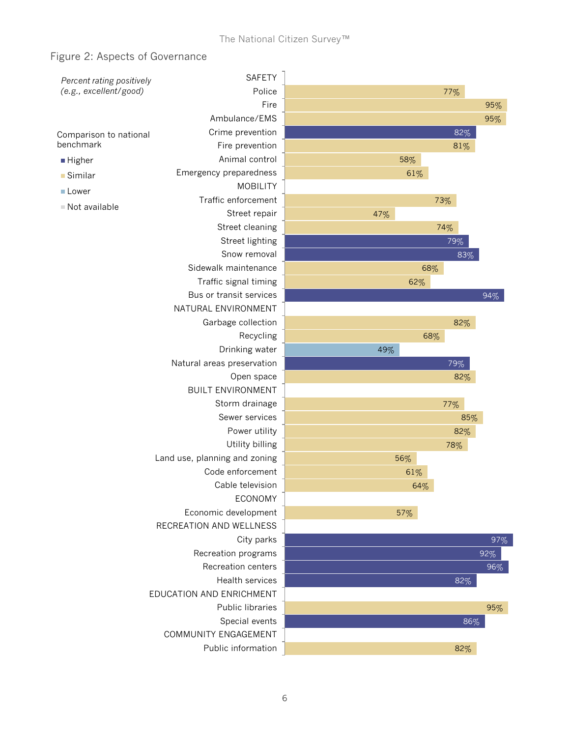## Figure 2: Aspects of Governance

*Percent rating positively (e.g., excellent/good)*

Comparison to national benchmark: Higher / Similar / Lower / Not available

| Category / Item | Percent rating positively | Comparison to national benchmark |
|---|---|---|
| **SAFETY** | | |
| Police | 77% | Similar |
| Fire | 95% | Similar |
| Ambulance/EMS | 95% | Similar |
| Crime prevention | 82% | Higher |
| Fire prevention | 81% | Similar |
| Animal control | 58% | Similar |
| Emergency preparedness | 61% | Similar |
| **MOBILITY** | | |
| Traffic enforcement | 73% | Similar |
| Street repair | 47% | Similar |
| Street cleaning | 74% | Similar |
| Street lighting | 79% | Higher |
| Snow removal | 83% | Higher |
| Sidewalk maintenance | 68% | Similar |
| Traffic signal timing | 62% | Similar |
| Bus or transit services | 94% | Higher |
| **NATURAL ENVIRONMENT** | | |
| Garbage collection | 82% | Similar |
| Recycling | 68% | Similar |
| Drinking water | 49% | Lower |
| Natural areas preservation | 79% | Higher |
| Open space | 82% | Similar |
| **BUILT ENVIRONMENT** | | |
| Storm drainage | 77% | Similar |
| Sewer services | 85% | Similar |
| Power utility | 82% | Similar |
| Utility billing | 78% | Similar |
| Land use, planning and zoning | 56% | Similar |
| Code enforcement | 61% | Similar |
| Cable television | 64% | Similar |
| **ECONOMY** | | |
| Economic development | 57% | Similar |
| **RECREATION AND WELLNESS** | | |
| City parks | 97% | Higher |
| Recreation programs | 92% | Higher |
| Recreation centers | 96% | Higher |
| Health services | 82% | Higher |
| **EDUCATION AND ENRICHMENT** | | |
| Public libraries | 95% | Similar |
| Special events | 86% | Higher |
| **COMMUNITY ENGAGEMENT** | | |
| Public information | 82% | Similar |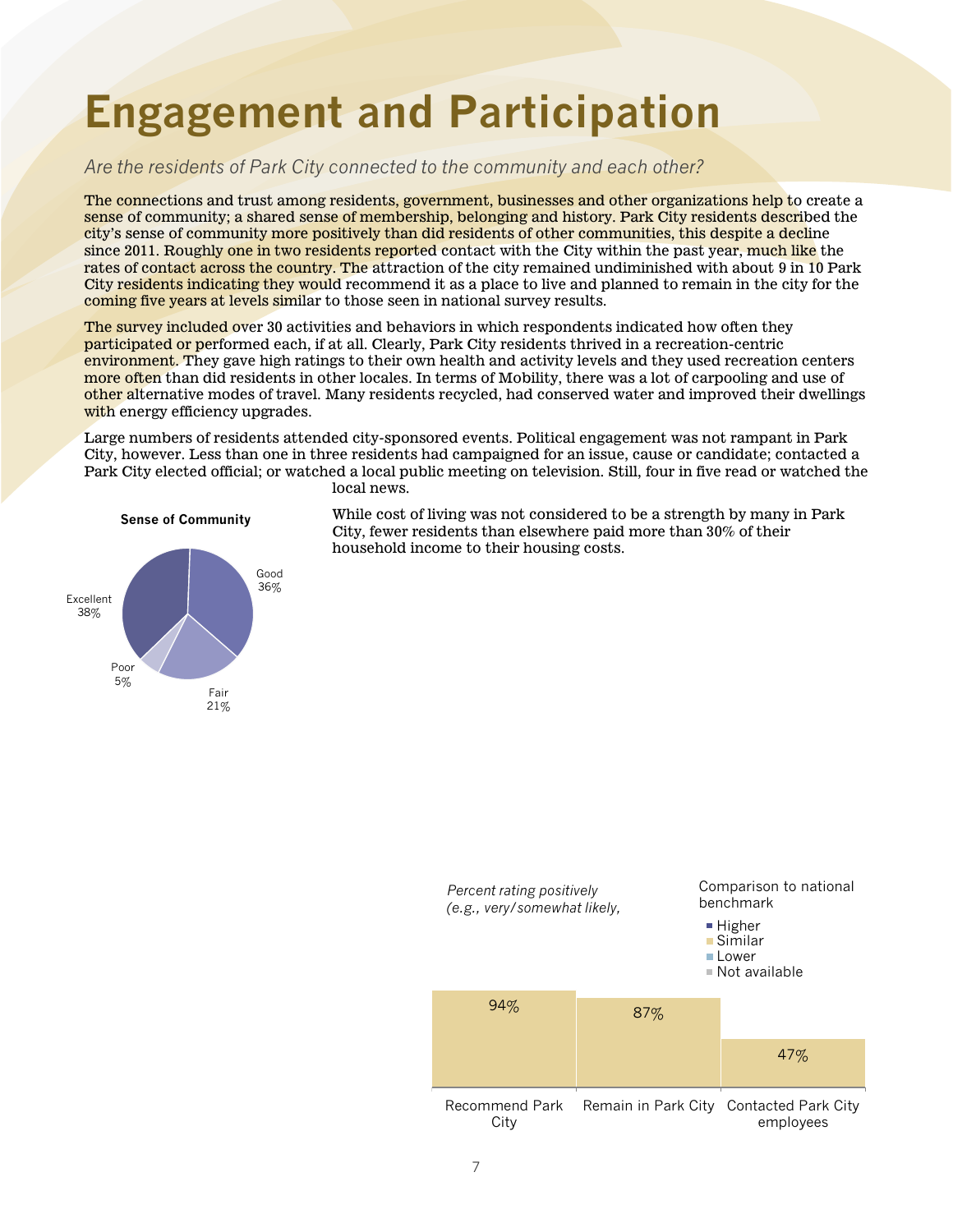# Engagement and Participation

*Are the residents of Park City connected to the community and each other?*

The connections and trust among residents, government, businesses and other organizations help to create a sense of community; a shared sense of membership, belonging and history. Park City residents described the city's sense of community more positively than did residents of other communities, this despite a decline since 2011. Roughly one in two residents reported contact with the City within the past year, much like the rates of contact across the country. The attraction of the city remained undiminished with about 9 in 10 Park City residents indicating they would recommend it as a place to live and planned to remain in the city for the coming five years at levels similar to those seen in national survey results.

The survey included over 30 activities and behaviors in which respondents indicated how often they participated or performed each, if at all. Clearly, Park City residents thrived in a recreation-centric environment. They gave high ratings to their own health and activity levels and they used recreation centers more often than did residents in other locales. In terms of Mobility, there was a lot of carpooling and use of other alternative modes of travel. Many residents recycled, had conserved water and improved their dwellings with energy efficiency upgrades.

Large numbers of residents attended city-sponsored events. Political engagement was not rampant in Park City, however. Less than one in three residents had campaigned for an issue, cause or candidate; contacted a Park City elected official; or watched a local public meeting on television. Still, four in five read or watched the local news.

While cost of living was not considered to be a strength by many in Park City, fewer residents than elsewhere paid more than 30% of their household income to their housing costs.

**Sense of Community**

| Rating | Percent |
|---|---|
| Excellent | 38% |
| Good | 36% |
| Fair | 21% |
| Poor | 5% |

*Percent rating positively (e.g., very/somewhat likely,*

Comparison to national benchmark
- Higher
- Similar
- Lower
- Not available

| Item | Percent | Comparison to national benchmark |
|---|---|---|
| Recommend Park City | 94% | Similar |
| Remain in Park City | 87% | Similar |
| Contacted Park City employees | 47% | Similar |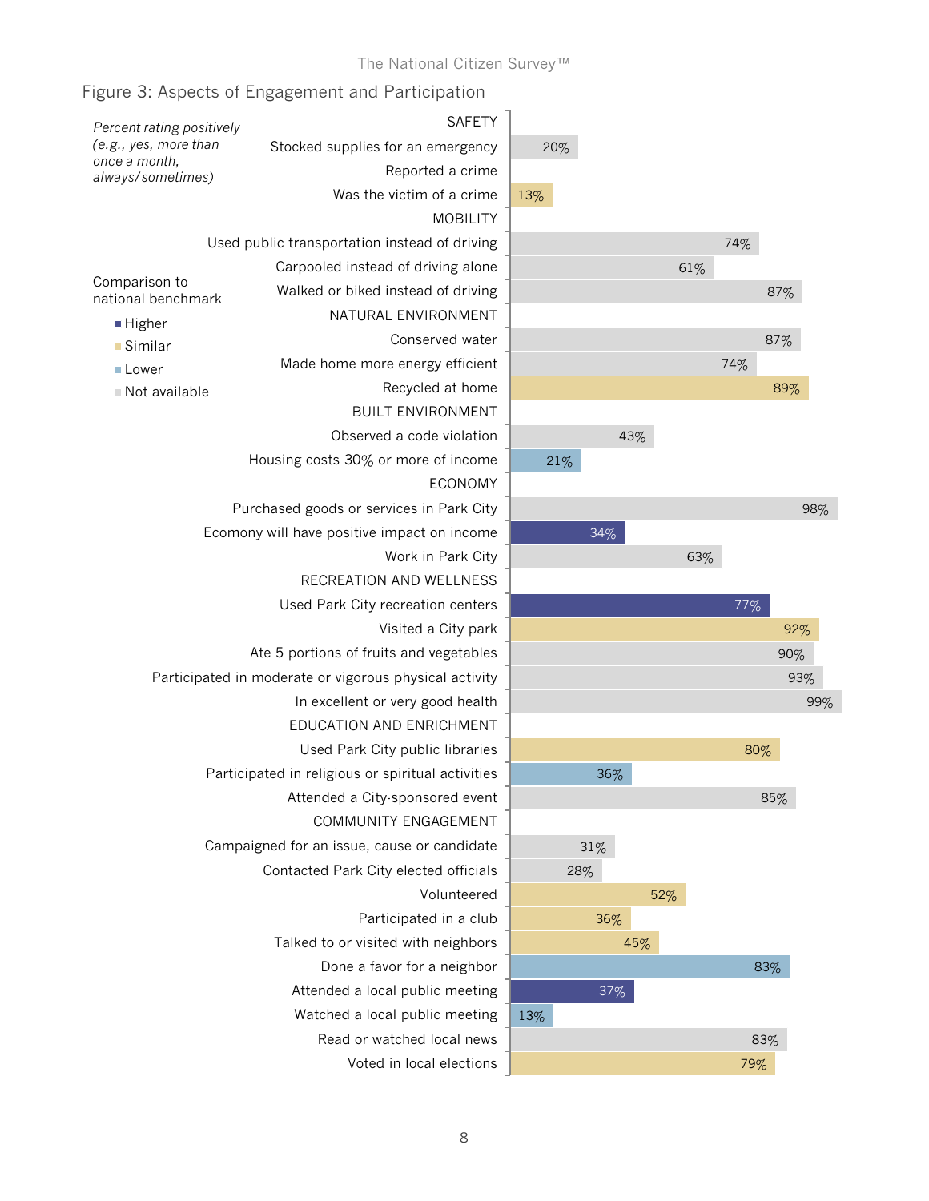## Figure 3: Aspects of Engagement and Participation

*Percent rating positively (e.g., yes, more than once a month, always/sometimes)*

Comparison to national benchmark: Higher / Similar / Lower / Not available

| Category / Item | Percent | Comparison to national benchmark |
|---|---|---|
| **SAFETY** | | |
| Stocked supplies for an emergency | 20% | Not available |
| Reported a crime | | |
| Was the victim of a crime | 13% | Similar |
| **MOBILITY** | | |
| Used public transportation instead of driving | 74% | Not available |
| Carpooled instead of driving alone | 61% | Not available |
| Walked or biked instead of driving | 87% | Not available |
| **NATURAL ENVIRONMENT** | | |
| Conserved water | 87% | Not available |
| Made home more energy efficient | 74% | Not available |
| Recycled at home | 89% | Similar |
| **BUILT ENVIRONMENT** | | |
| Observed a code violation | 43% | Not available |
| Housing costs 30% or more of income | 21% | Lower |
| **ECONOMY** | | |
| Purchased goods or services in Park City | 98% | Not available |
| Ecomony will have positive impact on income | 34% | Higher |
| Work in Park City | 63% | Not available |
| **RECREATION AND WELLNESS** | | |
| Used Park City recreation centers | 77% | Higher |
| Visited a City park | 92% | Similar |
| Ate 5 portions of fruits and vegetables | 90% | Not available |
| Participated in moderate or vigorous physical activity | 93% | Not available |
| In excellent or very good health | 99% | Not available |
| **EDUCATION AND ENRICHMENT** | | |
| Used Park City public libraries | 80% | Similar |
| Participated in religious or spiritual activities | 36% | Lower |
| Attended a City-sponsored event | 85% | Not available |
| **COMMUNITY ENGAGEMENT** | | |
| Campaigned for an issue, cause or candidate | 31% | Not available |
| Contacted Park City elected officials | 28% | Not available |
| Volunteered | 52% | Similar |
| Participated in a club | 36% | Similar |
| Talked to or visited with neighbors | 45% | Similar |
| Done a favor for a neighbor | 83% | Lower |
| Attended a local public meeting | 37% | Higher |
| Watched a local public meeting | 13% | Lower |
| Read or watched local news | 83% | Not available |
| Voted in local elections | 79% | Similar |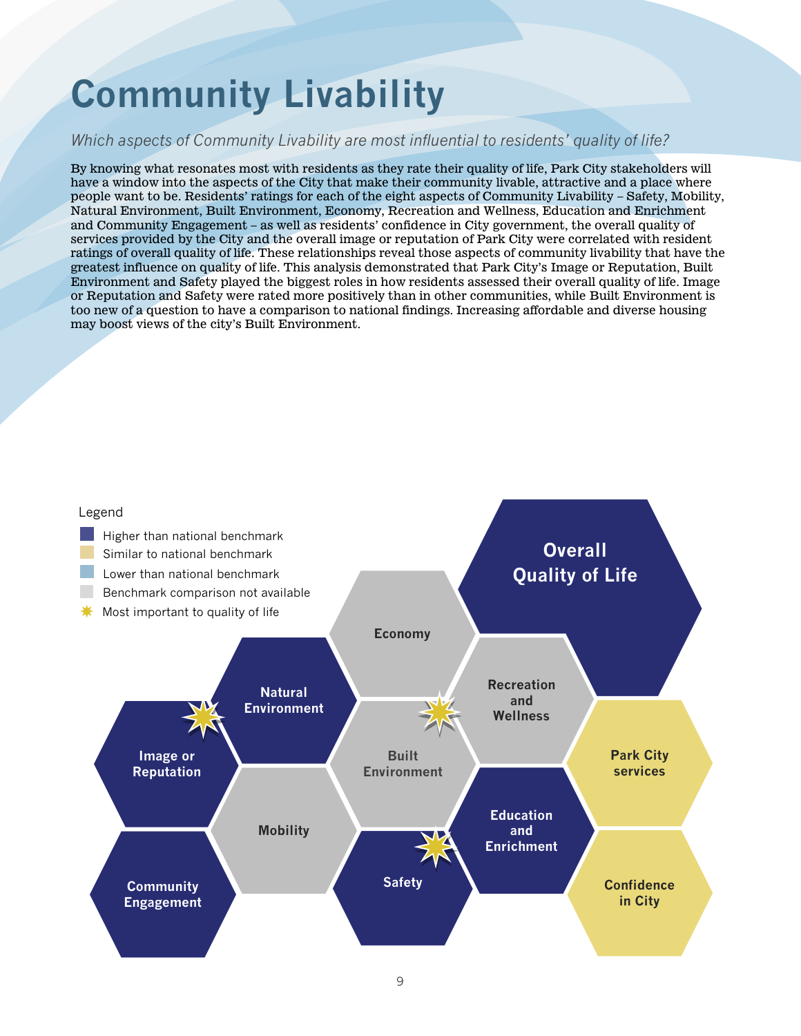# Community Livability

*Which aspects of Community Livability are most influential to residents' quality of life?*

By knowing what resonates most with residents as they rate their quality of life, Park City stakeholders will have a window into the aspects of the City that make their community livable, attractive and a place where people want to be. Residents' ratings for each of the eight aspects of Community Livability – Safety, Mobility, Natural Environment, Built Environment, Economy, Recreation and Wellness, Education and Enrichment and Community Engagement – as well as residents' confidence in City government, the overall quality of services provided by the City and the overall image or reputation of Park City were correlated with resident ratings of overall quality of life. These relationships reveal those aspects of community livability that have the greatest influence on quality of life. This analysis demonstrated that Park City's Image or Reputation, Built Environment and Safety played the biggest roles in how residents assessed their overall quality of life. Image or Reputation and Safety were rated more positively than in other communities, while Built Environment is too new of a question to have a comparison to national findings. Increasing affordable and diverse housing may boost views of the city's Built Environment.

Legend

- Higher than national benchmark
- Similar to national benchmark
- Lower than national benchmark
- Benchmark comparison not available
- ✷ Most important to quality of life

| Aspect | Benchmark comparison | Most important to quality of life |
|---|---|---|
| Overall Quality of Life | Higher than national benchmark | |
| Image or Reputation | Higher than national benchmark | ✷ |
| Natural Environment | Higher than national benchmark | |
| Economy | Benchmark comparison not available | |
| Recreation and Wellness | Benchmark comparison not available | |
| Built Environment | Benchmark comparison not available | ✷ |
| Mobility | Benchmark comparison not available | |
| Community Engagement | Higher than national benchmark | |
| Safety | Higher than national benchmark | ✷ |
| Education and Enrichment | Higher than national benchmark | |
| Park City services | Similar to national benchmark | |
| Confidence in City | Similar to national benchmark | |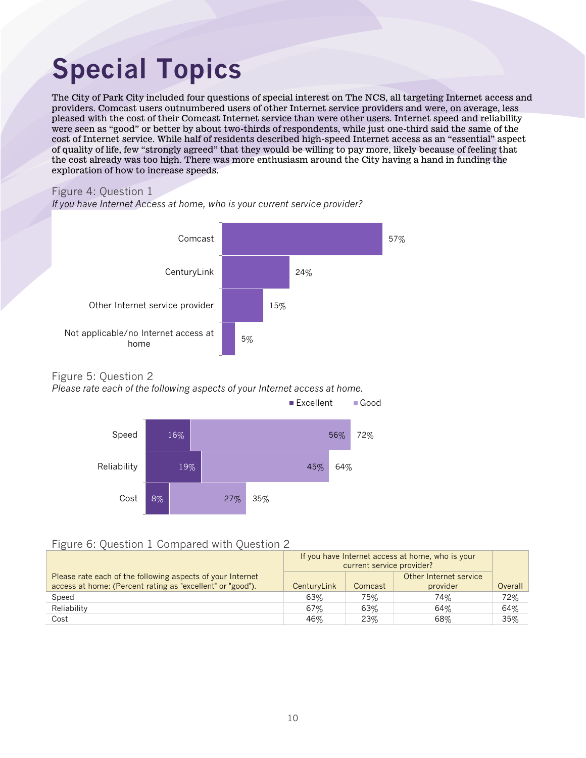# Special Topics

The City of Park City included four questions of special interest on The NCS, all targeting Internet access and providers. Comcast users outnumbered users of other Internet service providers and were, on average, less pleased with the cost of their Comcast Internet service than were other users. Internet speed and reliability were seen as "good" or better by about two-thirds of respondents, while just one-third said the same of the cost of Internet service. While half of residents described high-speed Internet access as an "essential" aspect of quality of life, few "strongly agreed" that they would be willing to pay more, likely because of feeling that the cost already was too high. There was more enthusiasm around the City having a hand in funding the exploration of how to increase speeds.

Figure 4: Question 1

*If you have Internet Access at home, who is your current service provider?*

| Provider | Percent |
|---|---|
| Comcast | 57% |
| CenturyLink | 24% |
| Other Internet service provider | 15% |
| Not applicable/no Internet access at home | 5% |

Figure 5: Question 2

*Please rate each of the following aspects of your Internet access at home.*

| Aspect | Excellent | Good | Total |
|---|---|---|---|
| Speed | 16% | 56% | 72% |
| Reliability | 19% | 45% | 64% |
| Cost | 8% | 27% | 35% |

Figure 6: Question 1 Compared with Question 2

| Please rate each of the following aspects of your Internet access at home: (Percent rating as "excellent" or "good"). | If you have Internet access at home, who is your current service provider? | | | |
|---|---|---|---|---|
| | CenturyLink | Comcast | Other Internet service provider | Overall |
| Speed | 63% | 75% | 74% | 72% |
| Reliability | 67% | 63% | 64% | 64% |
| Cost | 46% | 23% | 68% | 35% |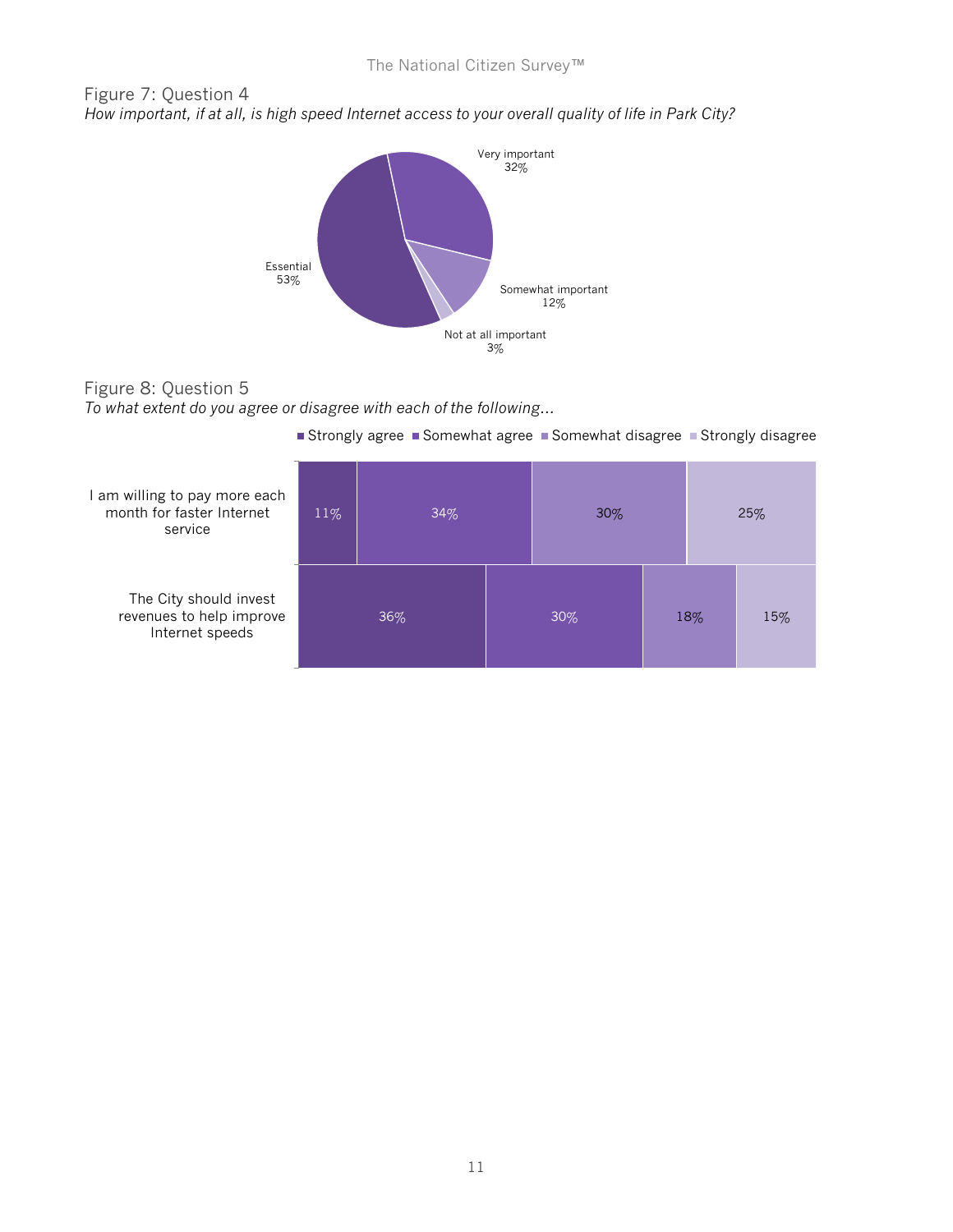Figure 7: Question 4

*How important, if at all, is high speed Internet access to your overall quality of life in Park City?*

Very important
32%

Somewhat important
12%

Not at all important
3%

Essential
53%

Figure 8: Question 5

*To what extent do you agree or disagree with each of the following...*

Strongly agree
Somewhat agree
Somewhat disagree
Strongly disagree

I am willing to pay more each month for faster Internet service
11%
34%
30%
25%

The City should invest revenues to help improve Internet speeds
36%
30%
18%
15%